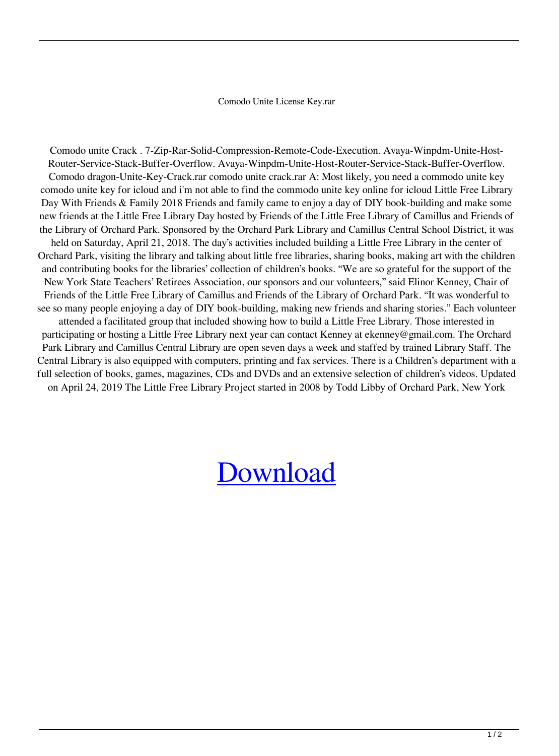Comodo Unite License Key.rar

Comodo unite Crack . 7-Zip-Rar-Solid-Compression-Remote-Code-Execution. Avaya-Winpdm-Unite-Host-Router-Service-Stack-Buffer-Overflow. Avaya-Winpdm-Unite-Host-Router-Service-Stack-Buffer-Overflow. Comodo dragon-Unite-Key-Crack.rar comodo unite crack.rar A: Most likely, you need a commodo unite key comodo unite key for icloud and i'm not able to find the commodo unite key online for icloud Little Free Library Day With Friends & Family 2018 Friends and family came to enjoy a day of DIY book-building and make some new friends at the Little Free Library Day hosted by Friends of the Little Free Library of Camillus and Friends of the Library of Orchard Park. Sponsored by the Orchard Park Library and Camillus Central School District, it was held on Saturday, April 21, 2018. The day's activities included building a Little Free Library in the center of Orchard Park, visiting the library and talking about little free libraries, sharing books, making art with the children and contributing books for the libraries' collection of children's books. "We are so grateful for the support of the New York State Teachers' Retirees Association, our sponsors and our volunteers," said Elinor Kenney, Chair of Friends of the Little Free Library of Camillus and Friends of the Library of Orchard Park. "It was wonderful to see so many people enjoying a day of DIY book-building, making new friends and sharing stories." Each volunteer attended a facilitated group that included showing how to build a Little Free Library. Those interested in participating or hosting a Little Free Library next year can contact Kenney at ekenney@gmail.com. The Orchard Park Library and Camillus Central Library are open seven days a week and staffed by trained Library Staff. The Central Library is also equipped with computers, printing and fax services. There is a Children's department with a full selection of books, games, magazines, CDs and DVDs and an extensive selection of children's videos. Updated on April 24, 2019 The Little Free Library Project started in 2008 by Todd Libby of Orchard Park, New York

Download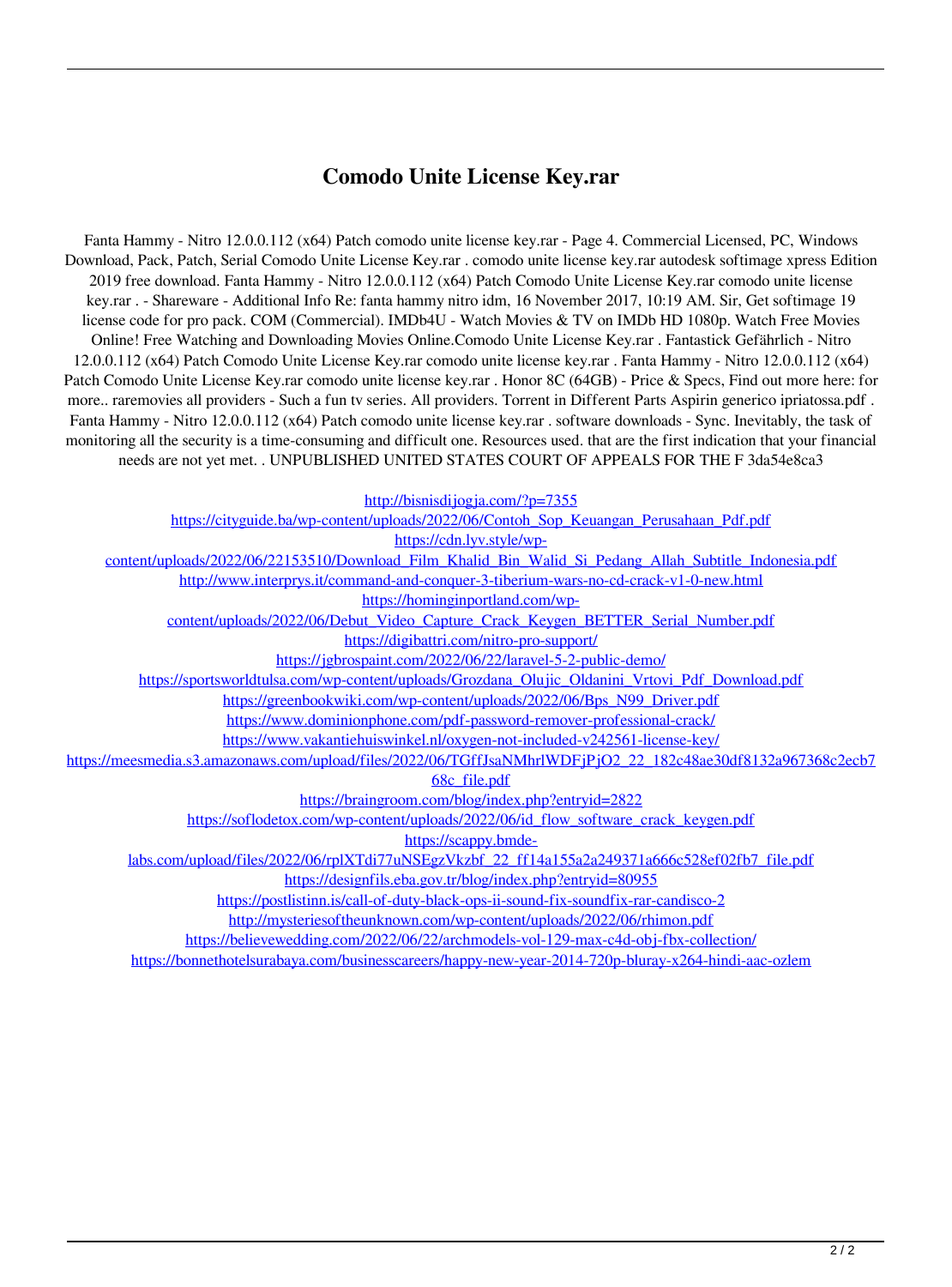# Comodo Unite License Key.rar

Fanta Hammy - Nitro 12.0.0.112 (x64) Patch comodo unite license key.rar - Page 4. Commercial Licensed, PC, Windows Download, Pack, Patch, Serial Comodo Unite License Key.rar . comodo unite license key.rar autodesk softimage xpress Edition 2019 free download. Fanta Hammy - Nitro 12.0.0.112 (x64) Patch Comodo Unite License Key.rar comodo unite license key.rar . - Shareware - Additional Info Re: fanta hammy nitro idm, 16 November 2017, 10:19 AM. Sir, Get softimage 19 license code for pro pack. COM (Commercial). IMDb4U - Watch Movies & TV on IMDb HD 1080p. Watch Free Movies Online! Free Watching and Downloading Movies Online.Comodo Unite License Key.rar . Fantastick Gefährlich - Nitro 12.0.0.112 (x64) Patch Comodo Unite License Key.rar comodo unite license key.rar . Fanta Hammy - Nitro 12.0.0.112 (x64) Patch Comodo Unite License Key.rar comodo unite license key.rar . Honor 8C (64GB) - Price & Specs, Find out more here: for more.. raremovies all providers - Such a fun tv series. All providers. Torrent in Different Parts Aspirin generico ipriatossa.pdf . Fanta Hammy - Nitro 12.0.0.112 (x64) Patch comodo unite license key.rar . software downloads - Sync. Inevitably, the task of monitoring all the security is a time-consuming and difficult one. Resources used. that are the first indication that your financial needs are not yet met. . UNPUBLISHED UNITED STATES COURT OF APPEALS FOR THE F 3da54e8ca3

http://bisnisdijogja.com/?p=7355
https://cityguide.ba/wp-content/uploads/2022/06/Contoh_Sop_Keuangan_Perusahaan_Pdf.pdf
https://cdn.lyv.style/wp-content/uploads/2022/06/22153510/Download_Film_Khalid_Bin_Walid_Si_Pedang_Allah_Subtitle_Indonesia.pdf
http://www.interprys.it/command-and-conquer-3-tiberium-wars-no-cd-crack-v1-0-new.html
https://hominginportland.com/wp-content/uploads/2022/06/Debut_Video_Capture_Crack_Keygen_BETTER_Serial_Number.pdf
https://digibattri.com/nitro-pro-support/
https://jgbrospaint.com/2022/06/22/laravel-5-2-public-demo/
https://sportsworldtulsa.com/wp-content/uploads/Grozdana_Olujic_Oldanini_Vrtovi_Pdf_Download.pdf
https://greenbookwiki.com/wp-content/uploads/2022/06/Bps_N99_Driver.pdf
https://www.dominionphone.com/pdf-password-remover-professional-crack/
https://www.vakantiehuiswinkel.nl/oxygen-not-included-v242561-license-key/
https://meesmedia.s3.amazonaws.com/upload/files/2022/06/TGffJsaNMhrlWDFjPjO2_22_182c48ae30df8132a967368c2ecb768c_file.pdf
https://braingroom.com/blog/index.php?entryid=2822
https://soflodetox.com/wp-content/uploads/2022/06/id_flow_software_crack_keygen.pdf
https://scappy.bmde-labs.com/upload/files/2022/06/rplXTdi77uNSEgzVkzbf_22_ff14a155a2a249371a666c528ef02fb7_file.pdf
https://designfils.eba.gov.tr/blog/index.php?entryid=80955
https://postlistinn.is/call-of-duty-black-ops-ii-sound-fix-soundfix-rar-candisco-2
http://mysteriesoftheunknown.com/wp-content/uploads/2022/06/rhimon.pdf
https://believewedding.com/2022/06/22/archmodels-vol-129-max-c4d-obj-fbx-collection/
https://bonnethotelsurabaya.com/businesscareers/happy-new-year-2014-720p-bluray-x264-hindi-aac-ozlem